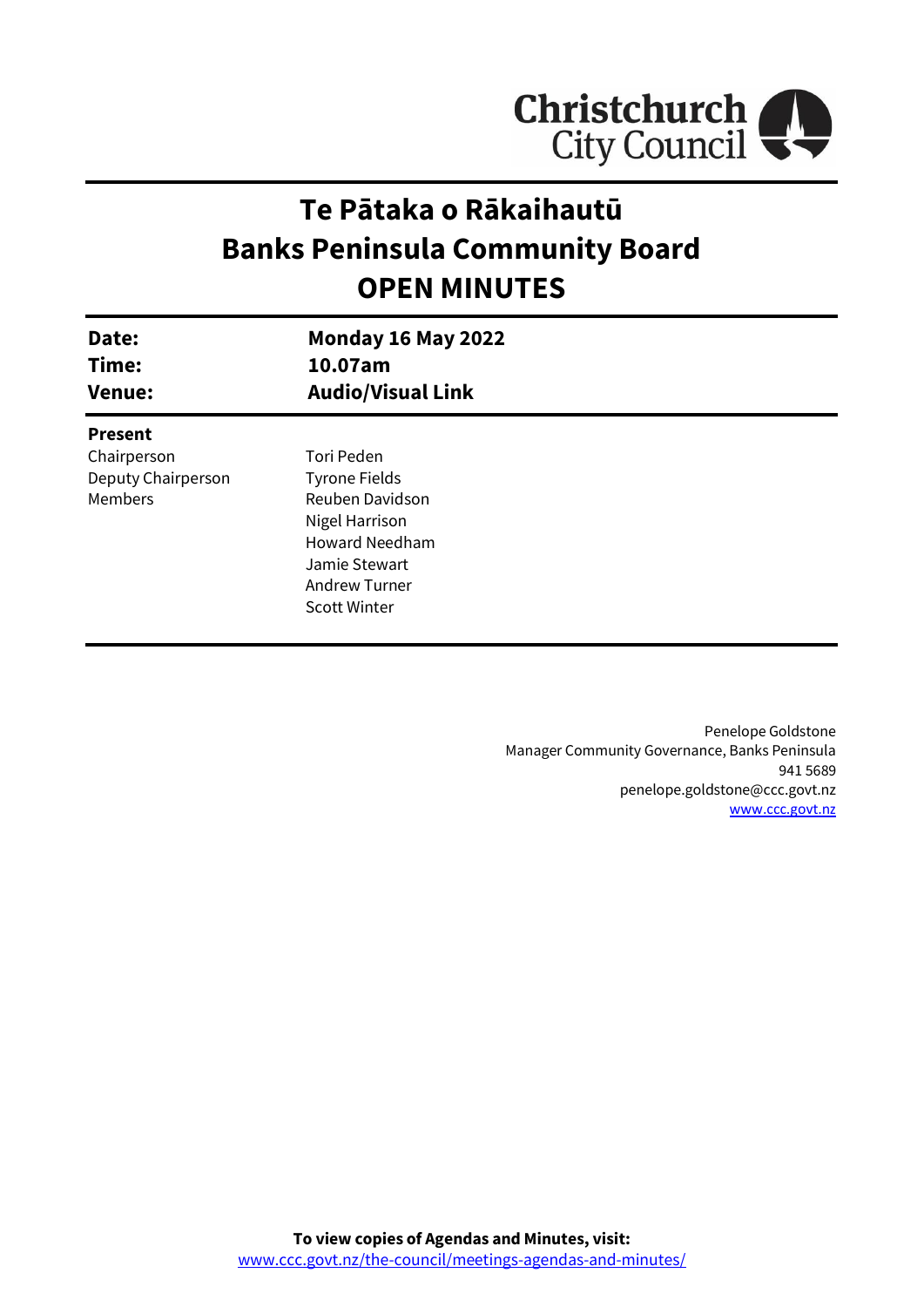Christchurch City Council

# Te Pātaka o Rākaihautū
# Banks Peninsula Community Board
# OPEN MINUTES

| | |
|---|---|
| **Date:** | **Monday 16 May 2022** |
| **Time:** | **10.07am** |
| **Venue:** | **Audio/Visual Link** |

**Present**

| | |
|---|---|
| Chairperson | Tori Peden |
| Deputy Chairperson | Tyrone Fields |
| Members | Reuben Davidson |
| | Nigel Harrison |
| | Howard Needham |
| | Jamie Stewart |
| | Andrew Turner |
| | Scott Winter |

Penelope Goldstone
Manager Community Governance, Banks Peninsula
941 5689
penelope.goldstone@ccc.govt.nz
www.ccc.govt.nz

**To view copies of Agendas and Minutes, visit:**
www.ccc.govt.nz/the-council/meetings-agendas-and-minutes/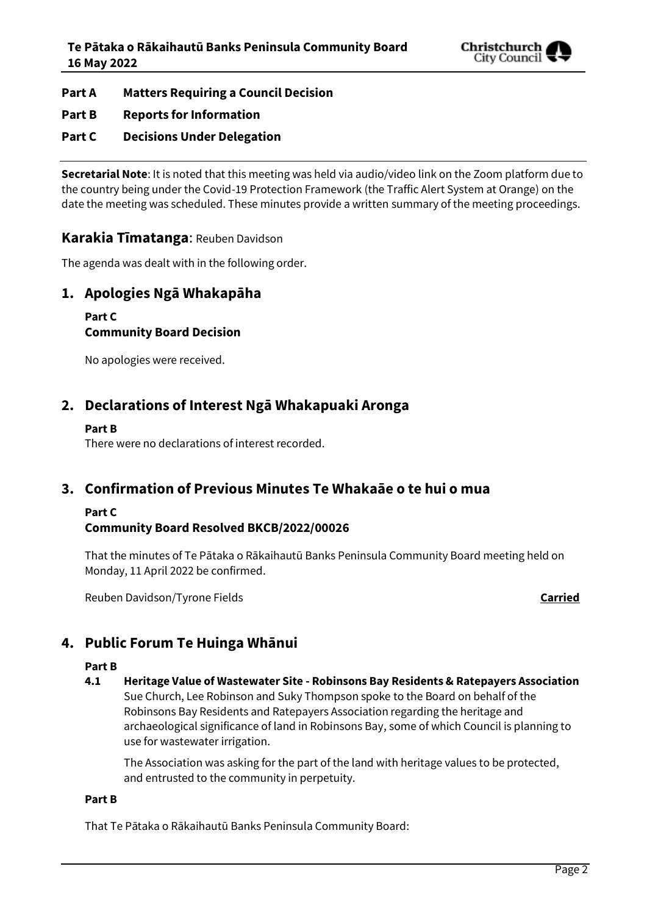**Part A Matters Requiring a Council Decision**

**Part B Reports for Information**

**Part C Decisions Under Delegation**

**Secretarial Note**: It is noted that this meeting was held via audio/video link on the Zoom platform due to the country being under the Covid-19 Protection Framework (the Traffic Alert System at Orange) on the date the meeting was scheduled. These minutes provide a written summary of the meeting proceedings.

## Karakia Tīmatanga: Reuben Davidson

The agenda was dealt with in the following order.

## 1. Apologies Ngā Whakapāha

**Part C**
**Community Board Decision**

No apologies were received.

## 2. Declarations of Interest Ngā Whakapuaki Aronga

**Part B**
There were no declarations of interest recorded.

## 3. Confirmation of Previous Minutes Te Whakaāe o te hui o mua

**Part C**
**Community Board Resolved BKCB/2022/00026**

That the minutes of Te Pātaka o Rākaihautū Banks Peninsula Community Board meeting held on Monday, 11 April 2022 be confirmed.

Reuben Davidson/Tyrone Fields **Carried**

## 4. Public Forum Te Huinga Whānui

**Part B**

**4.1 Heritage Value of Wastewater Site - Robinsons Bay Residents & Ratepayers Association**

Sue Church, Lee Robinson and Suky Thompson spoke to the Board on behalf of the Robinsons Bay Residents and Ratepayers Association regarding the heritage and archaeological significance of land in Robinsons Bay, some of which Council is planning to use for wastewater irrigation.

The Association was asking for the part of the land with heritage values to be protected, and entrusted to the community in perpetuity.

**Part B**

That Te Pātaka o Rākaihautū Banks Peninsula Community Board: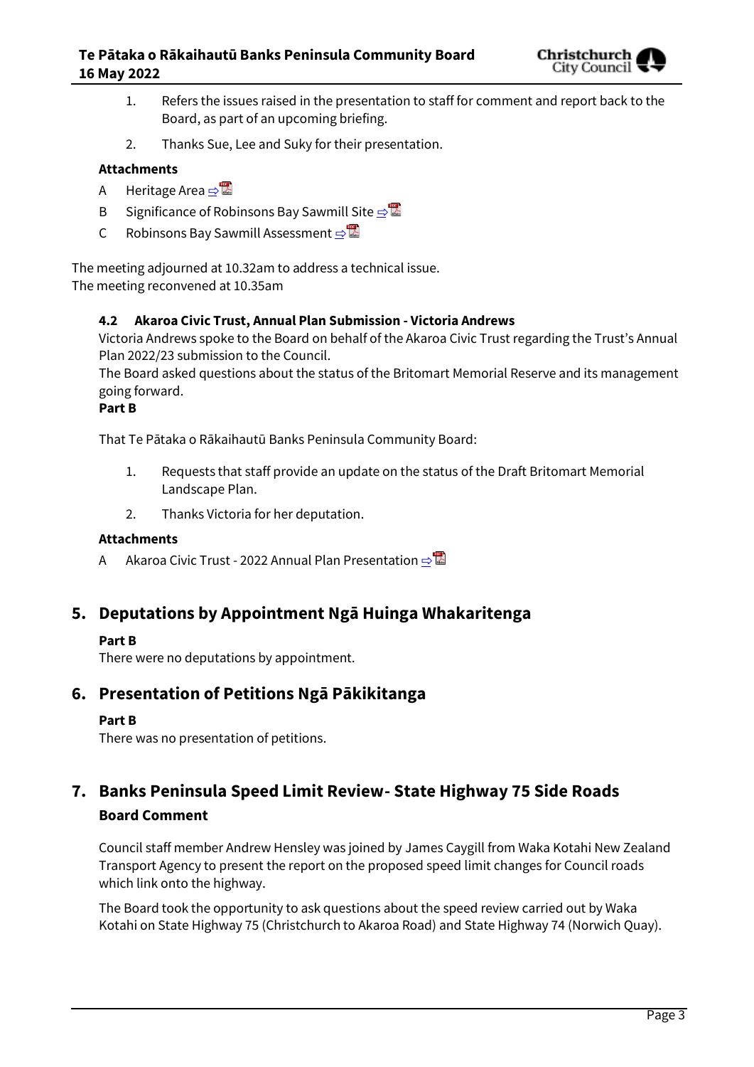1. Refers the issues raised in the presentation to staff for comment and report back to the Board, as part of an upcoming briefing.
2. Thanks Sue, Lee and Suky for their presentation.

**Attachments**

A Heritage Area ⇨

B Significance of Robinsons Bay Sawmill Site ⇨

C Robinsons Bay Sawmill Assessment ⇨

The meeting adjourned at 10.32am to address a technical issue.
The meeting reconvened at 10.35am

### 4.2 Akaroa Civic Trust, Annual Plan Submission - Victoria Andrews

Victoria Andrews spoke to the Board on behalf of the Akaroa Civic Trust regarding the Trust's Annual Plan 2022/23 submission to the Council.

The Board asked questions about the status of the Britomart Memorial Reserve and its management going forward.

**Part B**

That Te Pātaka o Rākaihautū Banks Peninsula Community Board:

1. Requests that staff provide an update on the status of the Draft Britomart Memorial Landscape Plan.
2. Thanks Victoria for her deputation.

**Attachments**

A Akaroa Civic Trust - 2022 Annual Plan Presentation ⇨

## 5. Deputations by Appointment Ngā Huinga Whakaritenga

**Part B**

There were no deputations by appointment.

## 6. Presentation of Petitions Ngā Pākikitanga

**Part B**

There was no presentation of petitions.

## 7. Banks Peninsula Speed Limit Review- State Highway 75 Side Roads

**Board Comment**

Council staff member Andrew Hensley was joined by James Caygill from Waka Kotahi New Zealand Transport Agency to present the report on the proposed speed limit changes for Council roads which link onto the highway.

The Board took the opportunity to ask questions about the speed review carried out by Waka Kotahi on State Highway 75 (Christchurch to Akaroa Road) and State Highway 74 (Norwich Quay).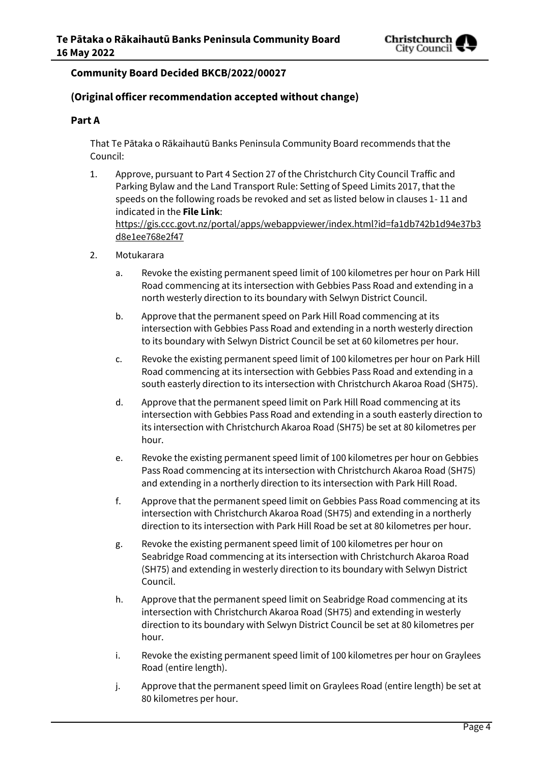**Community Board Decided BKCB/2022/00027**

**(Original officer recommendation accepted without change)**

**Part A**

That Te Pātaka o Rākaihautū Banks Peninsula Community Board recommends that the Council:

1. Approve, pursuant to Part 4 Section 27 of the Christchurch City Council Traffic and Parking Bylaw and the Land Transport Rule: Setting of Speed Limits 2017, that the speeds on the following roads be revoked and set as listed below in clauses 1- 11 and indicated in the **File Link**: https://gis.ccc.govt.nz/portal/apps/webappviewer/index.html?id=fa1db742b1d94e37b3d8e1ee768e2f47

2. Motukarara

   a. Revoke the existing permanent speed limit of 100 kilometres per hour on Park Hill Road commencing at its intersection with Gebbies Pass Road and extending in a north westerly direction to its boundary with Selwyn District Council.

   b. Approve that the permanent speed on Park Hill Road commencing at its intersection with Gebbies Pass Road and extending in a north westerly direction to its boundary with Selwyn District Council be set at 60 kilometres per hour.

   c. Revoke the existing permanent speed limit of 100 kilometres per hour on Park Hill Road commencing at its intersection with Gebbies Pass Road and extending in a south easterly direction to its intersection with Christchurch Akaroa Road (SH75).

   d. Approve that the permanent speed limit on Park Hill Road commencing at its intersection with Gebbies Pass Road and extending in a south easterly direction to its intersection with Christchurch Akaroa Road (SH75) be set at 80 kilometres per hour.

   e. Revoke the existing permanent speed limit of 100 kilometres per hour on Gebbies Pass Road commencing at its intersection with Christchurch Akaroa Road (SH75) and extending in a northerly direction to its intersection with Park Hill Road.

   f. Approve that the permanent speed limit on Gebbies Pass Road commencing at its intersection with Christchurch Akaroa Road (SH75) and extending in a northerly direction to its intersection with Park Hill Road be set at 80 kilometres per hour.

   g. Revoke the existing permanent speed limit of 100 kilometres per hour on Seabridge Road commencing at its intersection with Christchurch Akaroa Road (SH75) and extending in westerly direction to its boundary with Selwyn District Council.

   h. Approve that the permanent speed limit on Seabridge Road commencing at its intersection with Christchurch Akaroa Road (SH75) and extending in westerly direction to its boundary with Selwyn District Council be set at 80 kilometres per hour.

   i. Revoke the existing permanent speed limit of 100 kilometres per hour on Graylees Road (entire length).

   j. Approve that the permanent speed limit on Graylees Road (entire length) be set at 80 kilometres per hour.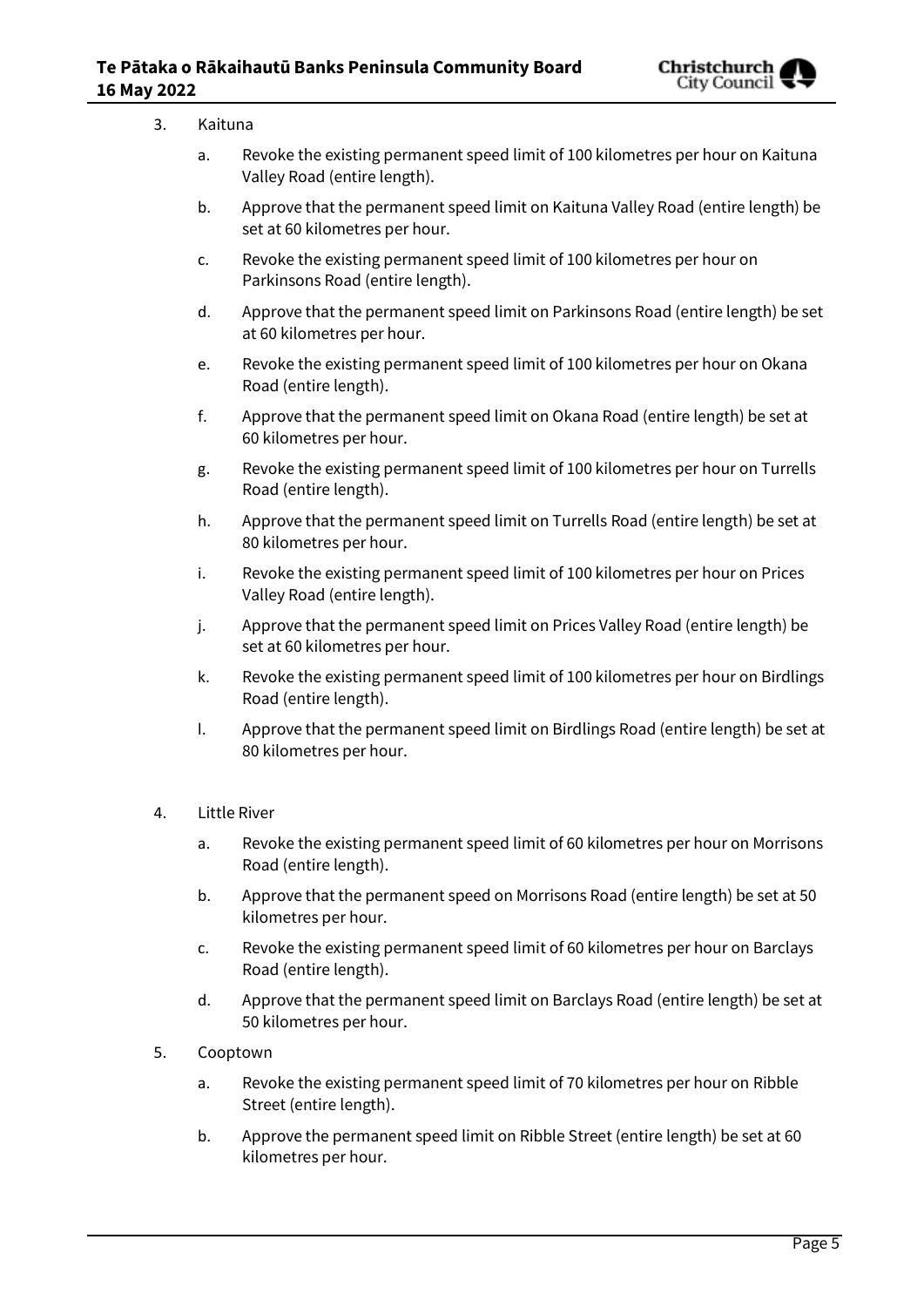3. Kaituna

   a. Revoke the existing permanent speed limit of 100 kilometres per hour on Kaituna Valley Road (entire length).

   b. Approve that the permanent speed limit on Kaituna Valley Road (entire length) be set at 60 kilometres per hour.

   c. Revoke the existing permanent speed limit of 100 kilometres per hour on Parkinsons Road (entire length).

   d. Approve that the permanent speed limit on Parkinsons Road (entire length) be set at 60 kilometres per hour.

   e. Revoke the existing permanent speed limit of 100 kilometres per hour on Okana Road (entire length).

   f. Approve that the permanent speed limit on Okana Road (entire length) be set at 60 kilometres per hour.

   g. Revoke the existing permanent speed limit of 100 kilometres per hour on Turrells Road (entire length).

   h. Approve that the permanent speed limit on Turrells Road (entire length) be set at 80 kilometres per hour.

   i. Revoke the existing permanent speed limit of 100 kilometres per hour on Prices Valley Road (entire length).

   j. Approve that the permanent speed limit on Prices Valley Road (entire length) be set at 60 kilometres per hour.

   k. Revoke the existing permanent speed limit of 100 kilometres per hour on Birdlings Road (entire length).

   l. Approve that the permanent speed limit on Birdlings Road (entire length) be set at 80 kilometres per hour.

4. Little River

   a. Revoke the existing permanent speed limit of 60 kilometres per hour on Morrisons Road (entire length).

   b. Approve that the permanent speed on Morrisons Road (entire length) be set at 50 kilometres per hour.

   c. Revoke the existing permanent speed limit of 60 kilometres per hour on Barclays Road (entire length).

   d. Approve that the permanent speed limit on Barclays Road (entire length) be set at 50 kilometres per hour.

5. Cooptown

   a. Revoke the existing permanent speed limit of 70 kilometres per hour on Ribble Street (entire length).

   b. Approve the permanent speed limit on Ribble Street (entire length) be set at 60 kilometres per hour.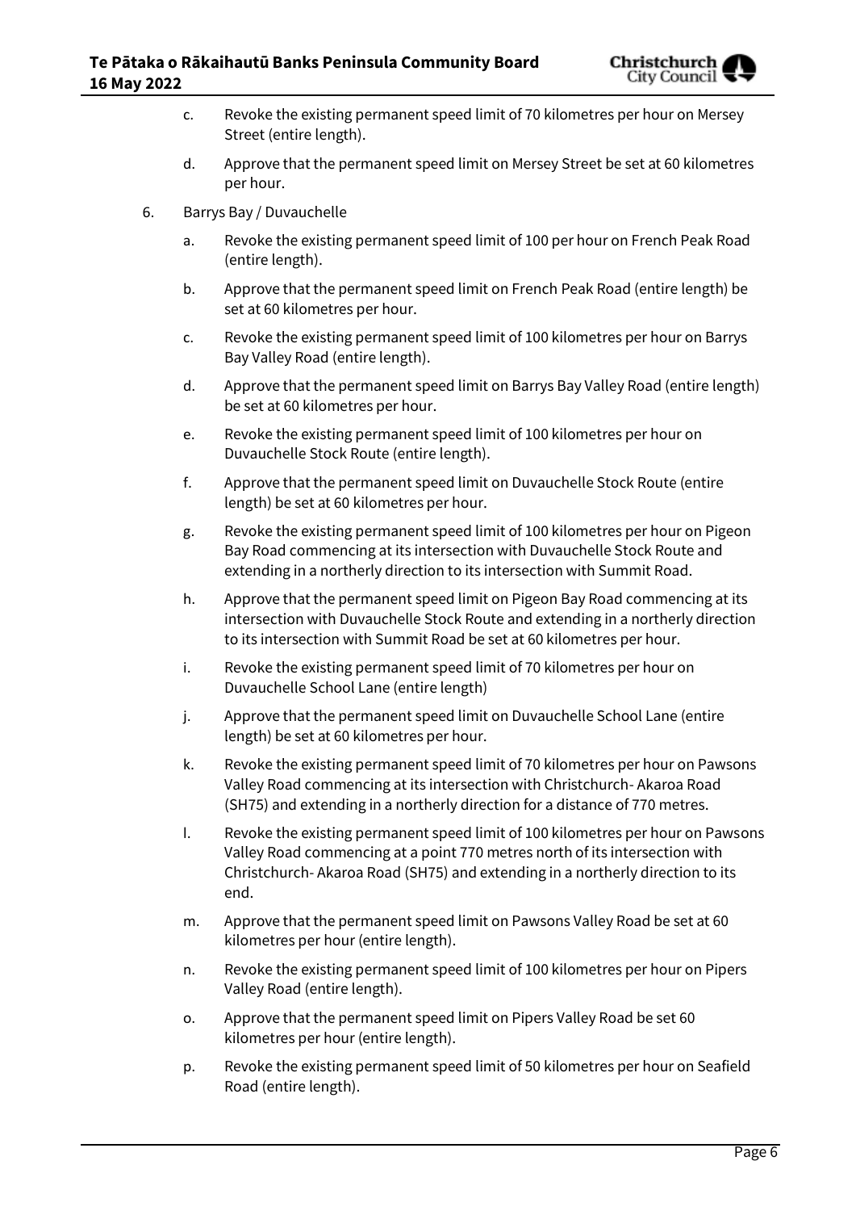c. Revoke the existing permanent speed limit of 70 kilometres per hour on Mersey Street (entire length).

d. Approve that the permanent speed limit on Mersey Street be set at 60 kilometres per hour.

6. Barrys Bay / Duvauchelle

a. Revoke the existing permanent speed limit of 100 per hour on French Peak Road (entire length).

b. Approve that the permanent speed limit on French Peak Road (entire length) be set at 60 kilometres per hour.

c. Revoke the existing permanent speed limit of 100 kilometres per hour on Barrys Bay Valley Road (entire length).

d. Approve that the permanent speed limit on Barrys Bay Valley Road (entire length) be set at 60 kilometres per hour.

e. Revoke the existing permanent speed limit of 100 kilometres per hour on Duvauchelle Stock Route (entire length).

f. Approve that the permanent speed limit on Duvauchelle Stock Route (entire length) be set at 60 kilometres per hour.

g. Revoke the existing permanent speed limit of 100 kilometres per hour on Pigeon Bay Road commencing at its intersection with Duvauchelle Stock Route and extending in a northerly direction to its intersection with Summit Road.

h. Approve that the permanent speed limit on Pigeon Bay Road commencing at its intersection with Duvauchelle Stock Route and extending in a northerly direction to its intersection with Summit Road be set at 60 kilometres per hour.

i. Revoke the existing permanent speed limit of 70 kilometres per hour on Duvauchelle School Lane (entire length)

j. Approve that the permanent speed limit on Duvauchelle School Lane (entire length) be set at 60 kilometres per hour.

k. Revoke the existing permanent speed limit of 70 kilometres per hour on Pawsons Valley Road commencing at its intersection with Christchurch- Akaroa Road (SH75) and extending in a northerly direction for a distance of 770 metres.

l. Revoke the existing permanent speed limit of 100 kilometres per hour on Pawsons Valley Road commencing at a point 770 metres north of its intersection with Christchurch- Akaroa Road (SH75) and extending in a northerly direction to its end.

m. Approve that the permanent speed limit on Pawsons Valley Road be set at 60 kilometres per hour (entire length).

n. Revoke the existing permanent speed limit of 100 kilometres per hour on Pipers Valley Road (entire length).

o. Approve that the permanent speed limit on Pipers Valley Road be set 60 kilometres per hour (entire length).

p. Revoke the existing permanent speed limit of 50 kilometres per hour on Seafield Road (entire length).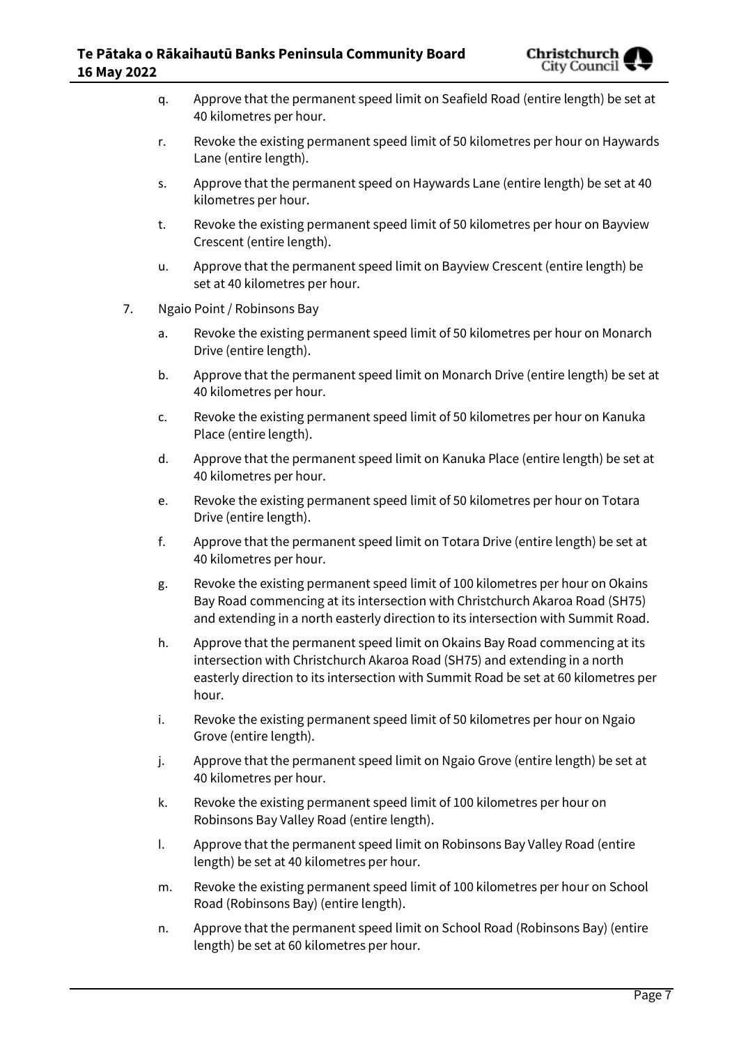q. Approve that the permanent speed limit on Seafield Road (entire length) be set at 40 kilometres per hour.

r. Revoke the existing permanent speed limit of 50 kilometres per hour on Haywards Lane (entire length).

s. Approve that the permanent speed on Haywards Lane (entire length) be set at 40 kilometres per hour.

t. Revoke the existing permanent speed limit of 50 kilometres per hour on Bayview Crescent (entire length).

u. Approve that the permanent speed limit on Bayview Crescent (entire length) be set at 40 kilometres per hour.

7. Ngaio Point / Robinsons Bay

a. Revoke the existing permanent speed limit of 50 kilometres per hour on Monarch Drive (entire length).

b. Approve that the permanent speed limit on Monarch Drive (entire length) be set at 40 kilometres per hour.

c. Revoke the existing permanent speed limit of 50 kilometres per hour on Kanuka Place (entire length).

d. Approve that the permanent speed limit on Kanuka Place (entire length) be set at 40 kilometres per hour.

e. Revoke the existing permanent speed limit of 50 kilometres per hour on Totara Drive (entire length).

f. Approve that the permanent speed limit on Totara Drive (entire length) be set at 40 kilometres per hour.

g. Revoke the existing permanent speed limit of 100 kilometres per hour on Okains Bay Road commencing at its intersection with Christchurch Akaroa Road (SH75) and extending in a north easterly direction to its intersection with Summit Road.

h. Approve that the permanent speed limit on Okains Bay Road commencing at its intersection with Christchurch Akaroa Road (SH75) and extending in a north easterly direction to its intersection with Summit Road be set at 60 kilometres per hour.

i. Revoke the existing permanent speed limit of 50 kilometres per hour on Ngaio Grove (entire length).

j. Approve that the permanent speed limit on Ngaio Grove (entire length) be set at 40 kilometres per hour.

k. Revoke the existing permanent speed limit of 100 kilometres per hour on Robinsons Bay Valley Road (entire length).

l. Approve that the permanent speed limit on Robinsons Bay Valley Road (entire length) be set at 40 kilometres per hour.

m. Revoke the existing permanent speed limit of 100 kilometres per hour on School Road (Robinsons Bay) (entire length).

n. Approve that the permanent speed limit on School Road (Robinsons Bay) (entire length) be set at 60 kilometres per hour.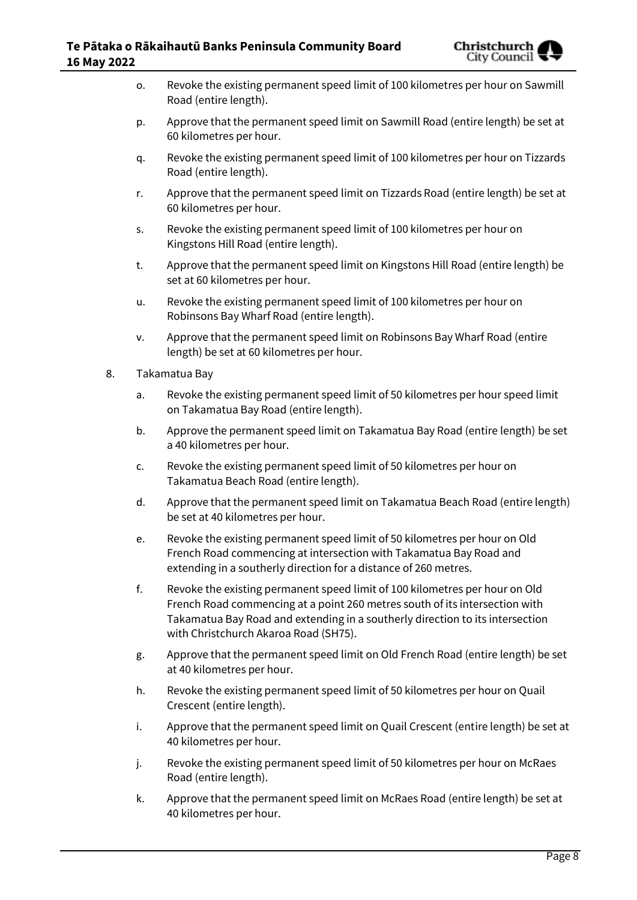o. Revoke the existing permanent speed limit of 100 kilometres per hour on Sawmill Road (entire length).

p. Approve that the permanent speed limit on Sawmill Road (entire length) be set at 60 kilometres per hour.

q. Revoke the existing permanent speed limit of 100 kilometres per hour on Tizzards Road (entire length).

r. Approve that the permanent speed limit on Tizzards Road (entire length) be set at 60 kilometres per hour.

s. Revoke the existing permanent speed limit of 100 kilometres per hour on Kingstons Hill Road (entire length).

t. Approve that the permanent speed limit on Kingstons Hill Road (entire length) be set at 60 kilometres per hour.

u. Revoke the existing permanent speed limit of 100 kilometres per hour on Robinsons Bay Wharf Road (entire length).

v. Approve that the permanent speed limit on Robinsons Bay Wharf Road (entire length) be set at 60 kilometres per hour.

8. Takamatua Bay

a. Revoke the existing permanent speed limit of 50 kilometres per hour speed limit on Takamatua Bay Road (entire length).

b. Approve the permanent speed limit on Takamatua Bay Road (entire length) be set a 40 kilometres per hour.

c. Revoke the existing permanent speed limit of 50 kilometres per hour on Takamatua Beach Road (entire length).

d. Approve that the permanent speed limit on Takamatua Beach Road (entire length) be set at 40 kilometres per hour.

e. Revoke the existing permanent speed limit of 50 kilometres per hour on Old French Road commencing at intersection with Takamatua Bay Road and extending in a southerly direction for a distance of 260 metres.

f. Revoke the existing permanent speed limit of 100 kilometres per hour on Old French Road commencing at a point 260 metres south of its intersection with Takamatua Bay Road and extending in a southerly direction to its intersection with Christchurch Akaroa Road (SH75).

g. Approve that the permanent speed limit on Old French Road (entire length) be set at 40 kilometres per hour.

h. Revoke the existing permanent speed limit of 50 kilometres per hour on Quail Crescent (entire length).

i. Approve that the permanent speed limit on Quail Crescent (entire length) be set at 40 kilometres per hour.

j. Revoke the existing permanent speed limit of 50 kilometres per hour on McRaes Road (entire length).

k. Approve that the permanent speed limit on McRaes Road (entire length) be set at 40 kilometres per hour.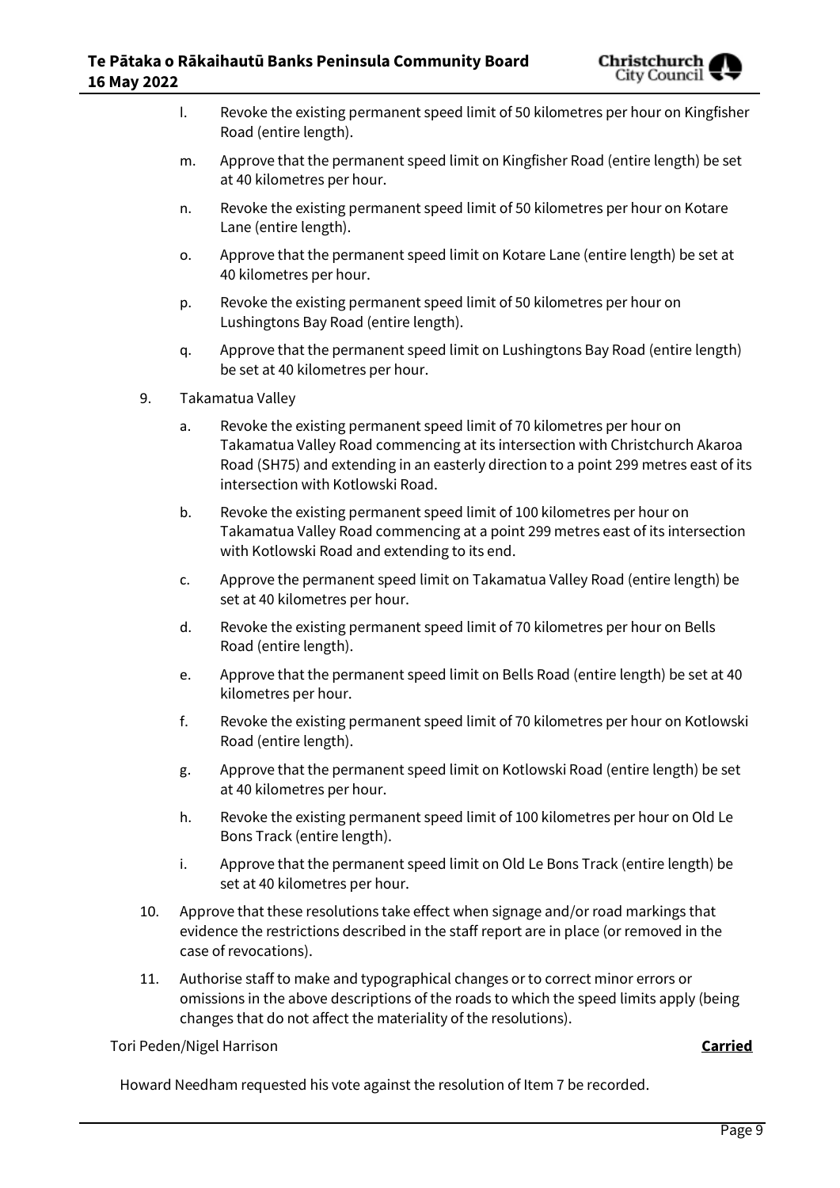l. Revoke the existing permanent speed limit of 50 kilometres per hour on Kingfisher Road (entire length).

m. Approve that the permanent speed limit on Kingfisher Road (entire length) be set at 40 kilometres per hour.

n. Revoke the existing permanent speed limit of 50 kilometres per hour on Kotare Lane (entire length).

o. Approve that the permanent speed limit on Kotare Lane (entire length) be set at 40 kilometres per hour.

p. Revoke the existing permanent speed limit of 50 kilometres per hour on Lushingtons Bay Road (entire length).

q. Approve that the permanent speed limit on Lushingtons Bay Road (entire length) be set at 40 kilometres per hour.

9. Takamatua Valley

a. Revoke the existing permanent speed limit of 70 kilometres per hour on Takamatua Valley Road commencing at its intersection with Christchurch Akaroa Road (SH75) and extending in an easterly direction to a point 299 metres east of its intersection with Kotlowski Road.

b. Revoke the existing permanent speed limit of 100 kilometres per hour on Takamatua Valley Road commencing at a point 299 metres east of its intersection with Kotlowski Road and extending to its end.

c. Approve the permanent speed limit on Takamatua Valley Road (entire length) be set at 40 kilometres per hour.

d. Revoke the existing permanent speed limit of 70 kilometres per hour on Bells Road (entire length).

e. Approve that the permanent speed limit on Bells Road (entire length) be set at 40 kilometres per hour.

f. Revoke the existing permanent speed limit of 70 kilometres per hour on Kotlowski Road (entire length).

g. Approve that the permanent speed limit on Kotlowski Road (entire length) be set at 40 kilometres per hour.

h. Revoke the existing permanent speed limit of 100 kilometres per hour on Old Le Bons Track (entire length).

i. Approve that the permanent speed limit on Old Le Bons Track (entire length) be set at 40 kilometres per hour.

10. Approve that these resolutions take effect when signage and/or road markings that evidence the restrictions described in the staff report are in place (or removed in the case of revocations).

11. Authorise staff to make and typographical changes or to correct minor errors or omissions in the above descriptions of the roads to which the speed limits apply (being changes that do not affect the materiality of the resolutions).

Tori Peden/Nigel Harrison **Carried**

Howard Needham requested his vote against the resolution of Item 7 be recorded.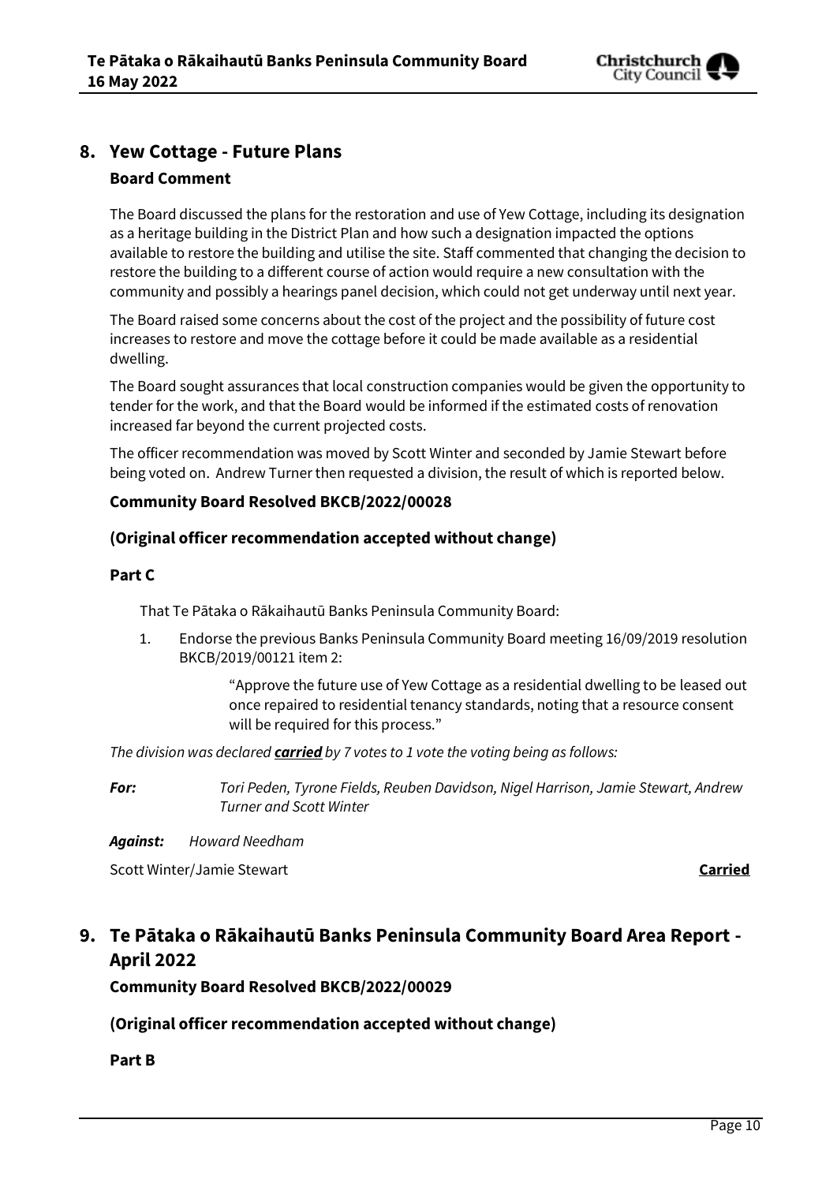## 8. Yew Cottage - Future Plans

### Board Comment

The Board discussed the plans for the restoration and use of Yew Cottage, including its designation as a heritage building in the District Plan and how such a designation impacted the options available to restore the building and utilise the site. Staff commented that changing the decision to restore the building to a different course of action would require a new consultation with the community and possibly a hearings panel decision, which could not get underway until next year.

The Board raised some concerns about the cost of the project and the possibility of future cost increases to restore and move the cottage before it could be made available as a residential dwelling.

The Board sought assurances that local construction companies would be given the opportunity to tender for the work, and that the Board would be informed if the estimated costs of renovation increased far beyond the current projected costs.

The officer recommendation was moved by Scott Winter and seconded by Jamie Stewart before being voted on. Andrew Turner then requested a division, the result of which is reported below.

**Community Board Resolved BKCB/2022/00028**

**(Original officer recommendation accepted without change)**

**Part C**

That Te Pātaka o Rākaihautū Banks Peninsula Community Board:

1. Endorse the previous Banks Peninsula Community Board meeting 16/09/2019 resolution BKCB/2019/00121 item 2:

   "Approve the future use of Yew Cottage as a residential dwelling to be leased out once repaired to residential tenancy standards, noting that a resource consent will be required for this process."

*The division was declared **carried** by 7 votes to 1 vote the voting being as follows:*

***For:*** *Tori Peden, Tyrone Fields, Reuben Davidson, Nigel Harrison, Jamie Stewart, Andrew Turner and Scott Winter*

***Against:*** *Howard Needham*

Scott Winter/Jamie Stewart **Carried**

## 9. Te Pātaka o Rākaihautū Banks Peninsula Community Board Area Report - April 2022

**Community Board Resolved BKCB/2022/00029**

**(Original officer recommendation accepted without change)**

**Part B**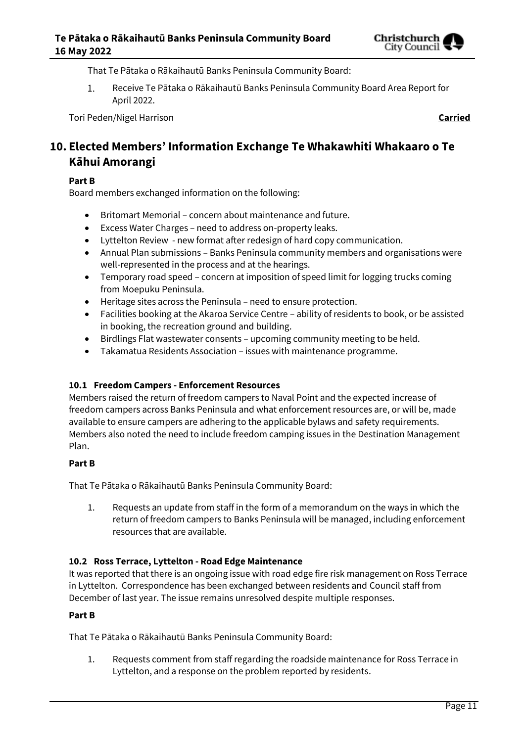That Te Pātaka o Rākaihautū Banks Peninsula Community Board:

1. Receive Te Pātaka o Rākaihautū Banks Peninsula Community Board Area Report for April 2022.

Tori Peden/Nigel Harrison **Carried**

## 10. Elected Members' Information Exchange Te Whakawhiti Whakaaro o Te Kāhui Amorangi

**Part B**

Board members exchanged information on the following:

- Britomart Memorial – concern about maintenance and future.
- Excess Water Charges – need to address on-property leaks.
- Lyttelton Review - new format after redesign of hard copy communication.
- Annual Plan submissions – Banks Peninsula community members and organisations were well-represented in the process and at the hearings.
- Temporary road speed – concern at imposition of speed limit for logging trucks coming from Moepuku Peninsula.
- Heritage sites across the Peninsula – need to ensure protection.
- Facilities booking at the Akaroa Service Centre – ability of residents to book, or be assisted in booking, the recreation ground and building.
- Birdlings Flat wastewater consents – upcoming community meeting to be held.
- Takamatua Residents Association – issues with maintenance programme.

### 10.1 Freedom Campers - Enforcement Resources

Members raised the return of freedom campers to Naval Point and the expected increase of freedom campers across Banks Peninsula and what enforcement resources are, or will be, made available to ensure campers are adhering to the applicable bylaws and safety requirements. Members also noted the need to include freedom camping issues in the Destination Management Plan.

**Part B**

That Te Pātaka o Rākaihautū Banks Peninsula Community Board:

1. Requests an update from staff in the form of a memorandum on the ways in which the return of freedom campers to Banks Peninsula will be managed, including enforcement resources that are available.

### 10.2 Ross Terrace, Lyttelton - Road Edge Maintenance

It was reported that there is an ongoing issue with road edge fire risk management on Ross Terrace in Lyttelton. Correspondence has been exchanged between residents and Council staff from December of last year. The issue remains unresolved despite multiple responses.

**Part B**

That Te Pātaka o Rākaihautū Banks Peninsula Community Board:

1. Requests comment from staff regarding the roadside maintenance for Ross Terrace in Lyttelton, and a response on the problem reported by residents.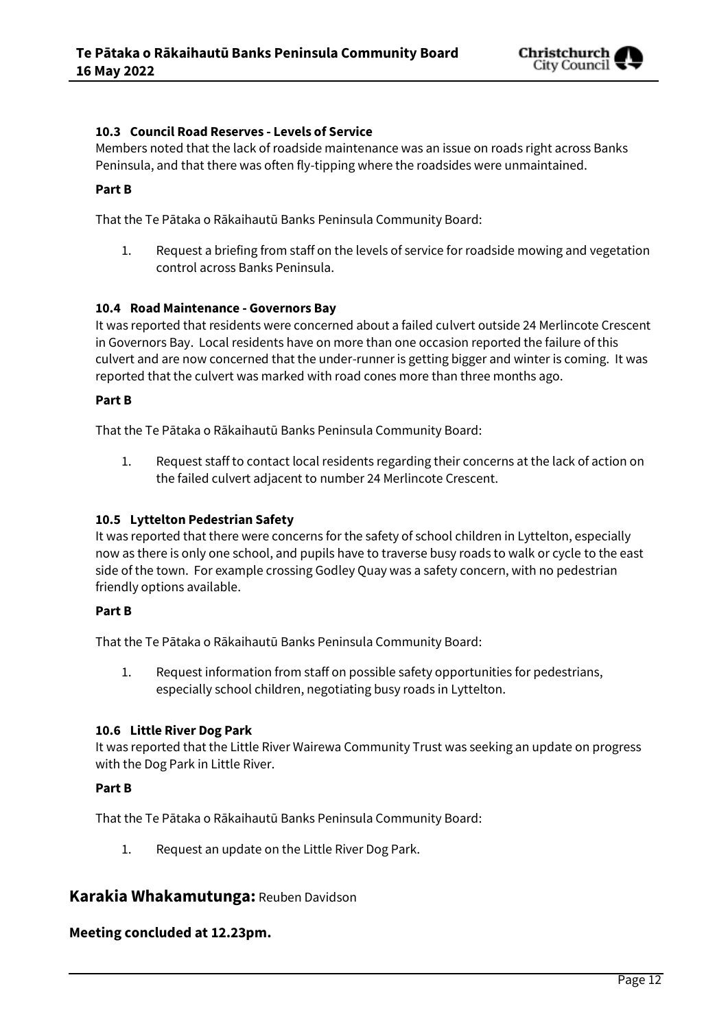### 10.3 Council Road Reserves - Levels of Service

Members noted that the lack of roadside maintenance was an issue on roads right across Banks Peninsula, and that there was often fly-tipping where the roadsides were unmaintained.

**Part B**

That the Te Pātaka o Rākaihautū Banks Peninsula Community Board:

1. Request a briefing from staff on the levels of service for roadside mowing and vegetation control across Banks Peninsula.

### 10.4 Road Maintenance - Governors Bay

It was reported that residents were concerned about a failed culvert outside 24 Merlincote Crescent in Governors Bay. Local residents have on more than one occasion reported the failure of this culvert and are now concerned that the under-runner is getting bigger and winter is coming. It was reported that the culvert was marked with road cones more than three months ago.

**Part B**

That the Te Pātaka o Rākaihautū Banks Peninsula Community Board:

1. Request staff to contact local residents regarding their concerns at the lack of action on the failed culvert adjacent to number 24 Merlincote Crescent.

### 10.5 Lyttelton Pedestrian Safety

It was reported that there were concerns for the safety of school children in Lyttelton, especially now as there is only one school, and pupils have to traverse busy roads to walk or cycle to the east side of the town. For example crossing Godley Quay was a safety concern, with no pedestrian friendly options available.

**Part B**

That the Te Pātaka o Rākaihautū Banks Peninsula Community Board:

1. Request information from staff on possible safety opportunities for pedestrians, especially school children, negotiating busy roads in Lyttelton.

### 10.6 Little River Dog Park

It was reported that the Little River Wairewa Community Trust was seeking an update on progress with the Dog Park in Little River.

**Part B**

That the Te Pātaka o Rākaihautū Banks Peninsula Community Board:

1. Request an update on the Little River Dog Park.

## Karakia Whakamutunga: Reuben Davidson

**Meeting concluded at 12.23pm.**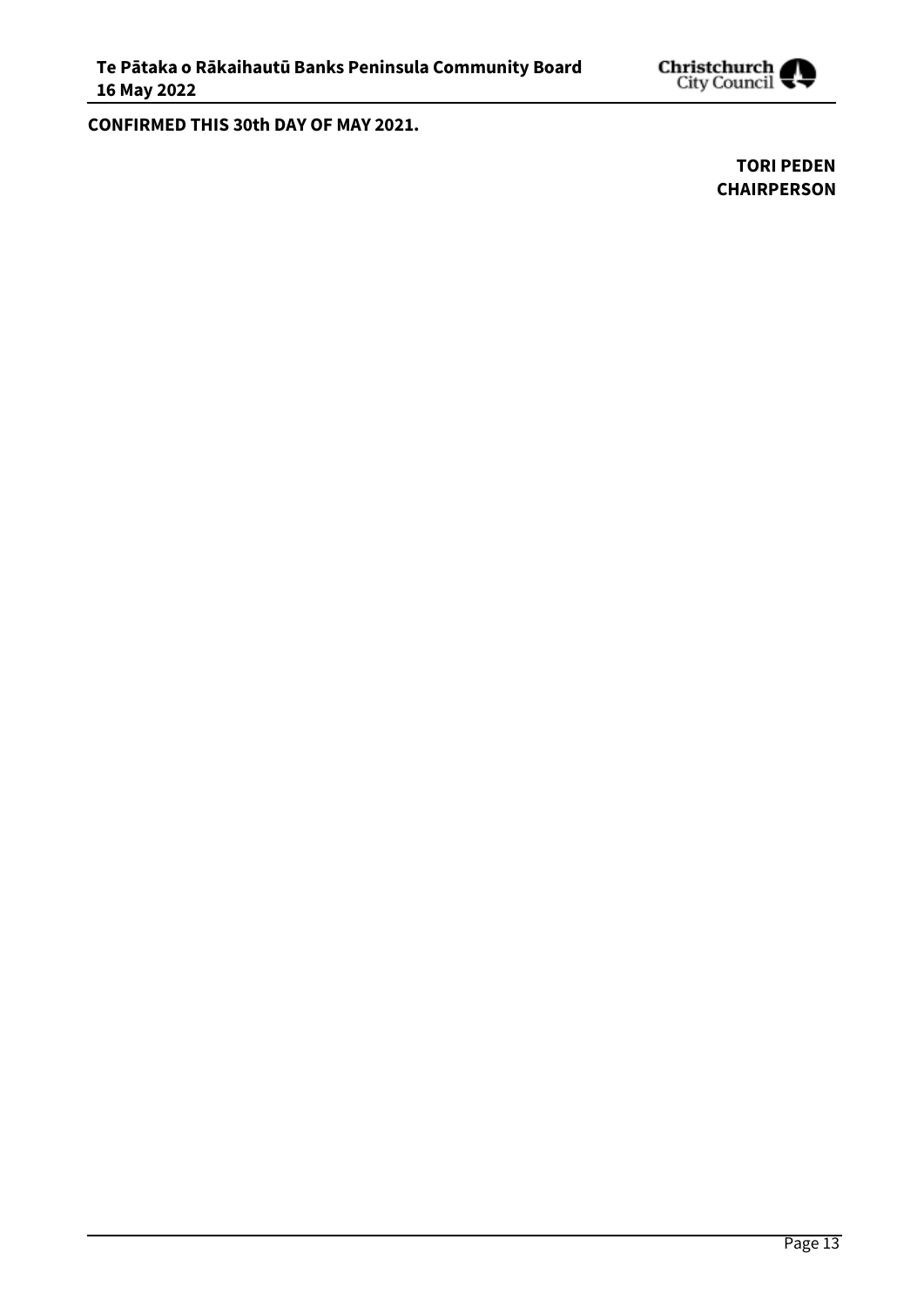**CONFIRMED THIS 30th DAY OF MAY 2021.**

**TORI PEDEN**
**CHAIRPERSON**